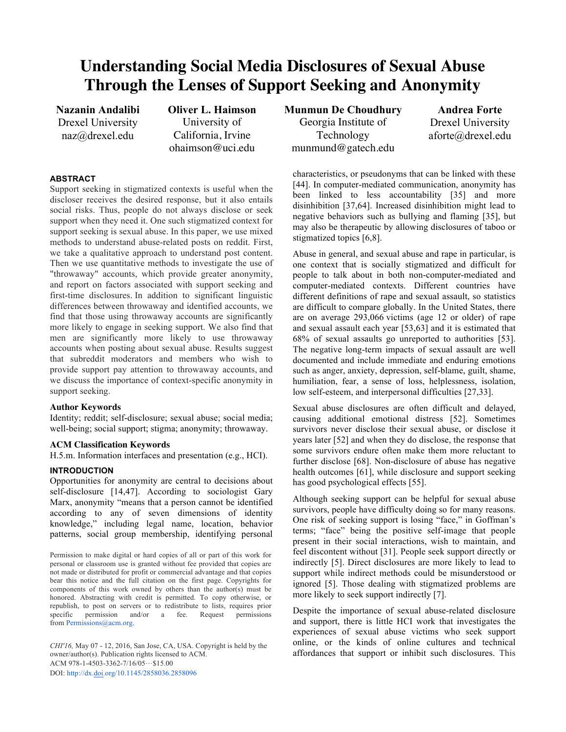# Understanding Social Media Disclosures of Sexual Abuse Through the Lenses of Support Seeking and Anonymity

**Nazanin Andalibi**
Drexel University
naz@drexel.edu

**Oliver L. Haimson**
University of California, Irvine
ohaimson@uci.edu

**Munmun De Choudhury**
Georgia Institute of Technology
munmund@gatech.edu

**Andrea Forte**
Drexel University
aforte@drexel.edu

## ABSTRACT

Support seeking in stigmatized contexts is useful when the discloser receives the desired response, but it also entails social risks. Thus, people do not always disclose or seek support when they need it. One such stigmatized context for support seeking is sexual abuse. In this paper, we use mixed methods to understand abuse-related posts on reddit. First, we take a qualitative approach to understand post content. Then we use quantitative methods to investigate the use of "throwaway" accounts, which provide greater anonymity, and report on factors associated with support seeking and first-time disclosures. In addition to significant linguistic differences between throwaway and identified accounts, we find that those using throwaway accounts are significantly more likely to engage in seeking support. We also find that men are significantly more likely to use throwaway accounts when posting about sexual abuse. Results suggest that subreddit moderators and members who wish to provide support pay attention to throwaway accounts, and we discuss the importance of context-specific anonymity in support seeking.

### Author Keywords

Identity; reddit; self-disclosure; sexual abuse; social media; well-being; social support; stigma; anonymity; throwaway.

### ACM Classification Keywords

H.5.m. Information interfaces and presentation (e.g., HCI).

## INTRODUCTION

Opportunities for anonymity are central to decisions about self-disclosure [14,47]. According to sociologist Gary Marx, anonymity "means that a person cannot be identified according to any of seven dimensions of identity knowledge," including legal name, location, behavior patterns, social group membership, identifying personal characteristics, or pseudonyms that can be linked with these [44]. In computer-mediated communication, anonymity has been linked to less accountability [35] and more disinhibition [37,64]. Increased disinhibition might lead to negative behaviors such as bullying and flaming [35], but may also be therapeutic by allowing disclosures of taboo or stigmatized topics [6,8].

Abuse in general, and sexual abuse and rape in particular, is one context that is socially stigmatized and difficult for people to talk about in both non-computer-mediated and computer-mediated contexts. Different countries have different definitions of rape and sexual assault, so statistics are difficult to compare globally. In the United States, there are on average 293,066 victims (age 12 or older) of rape and sexual assault each year [53,63] and it is estimated that 68% of sexual assaults go unreported to authorities [53]. The negative long-term impacts of sexual assault are well documented and include immediate and enduring emotions such as anger, anxiety, depression, self-blame, guilt, shame, humiliation, fear, a sense of loss, helplessness, isolation, low self-esteem, and interpersonal difficulties [27,33].

Sexual abuse disclosures are often difficult and delayed, causing additional emotional distress [52]. Sometimes survivors never disclose their sexual abuse, or disclose it years later [52] and when they do disclose, the response that some survivors endure often make them more reluctant to further disclose [68]. Non-disclosure of abuse has negative health outcomes [61], while disclosure and support seeking has good psychological effects [55].

Although seeking support can be helpful for sexual abuse survivors, people have difficulty doing so for many reasons. One risk of seeking support is losing "face," in Goffman's terms; "face" being the positive self-image that people present in their social interactions, wish to maintain, and feel discontent without [31]. People seek support directly or indirectly [5]. Direct disclosures are more likely to lead to support while indirect methods could be misunderstood or ignored [5]. Those dealing with stigmatized problems are more likely to seek support indirectly [7].

Despite the importance of sexual abuse-related disclosure and support, there is little HCI work that investigates the experiences of sexual abuse victims who seek support online, or the kinds of online cultures and technical affordances that support or inhibit such disclosures. This

Permission to make digital or hard copies of all or part of this work for personal or classroom use is granted without fee provided that copies are not made or distributed for profit or commercial advantage and that copies bear this notice and the full citation on the first page. Copyrights for components of this work owned by others than the author(s) must be honored. Abstracting with credit is permitted. To copy otherwise, or republish, to post on servers or to redistribute to lists, requires prior specific permission and/or a fee. Request permissions from Permissions@acm.org.

*CHI'16,* May 07 - 12, 2016, San Jose, CA, USA. Copyright is held by the owner/author(s). Publication rights licensed to ACM.
ACM 978-1-4503-3362-7/16/05…$15.00
DOI: http://dx.doi.org/10.1145/2858036.2858096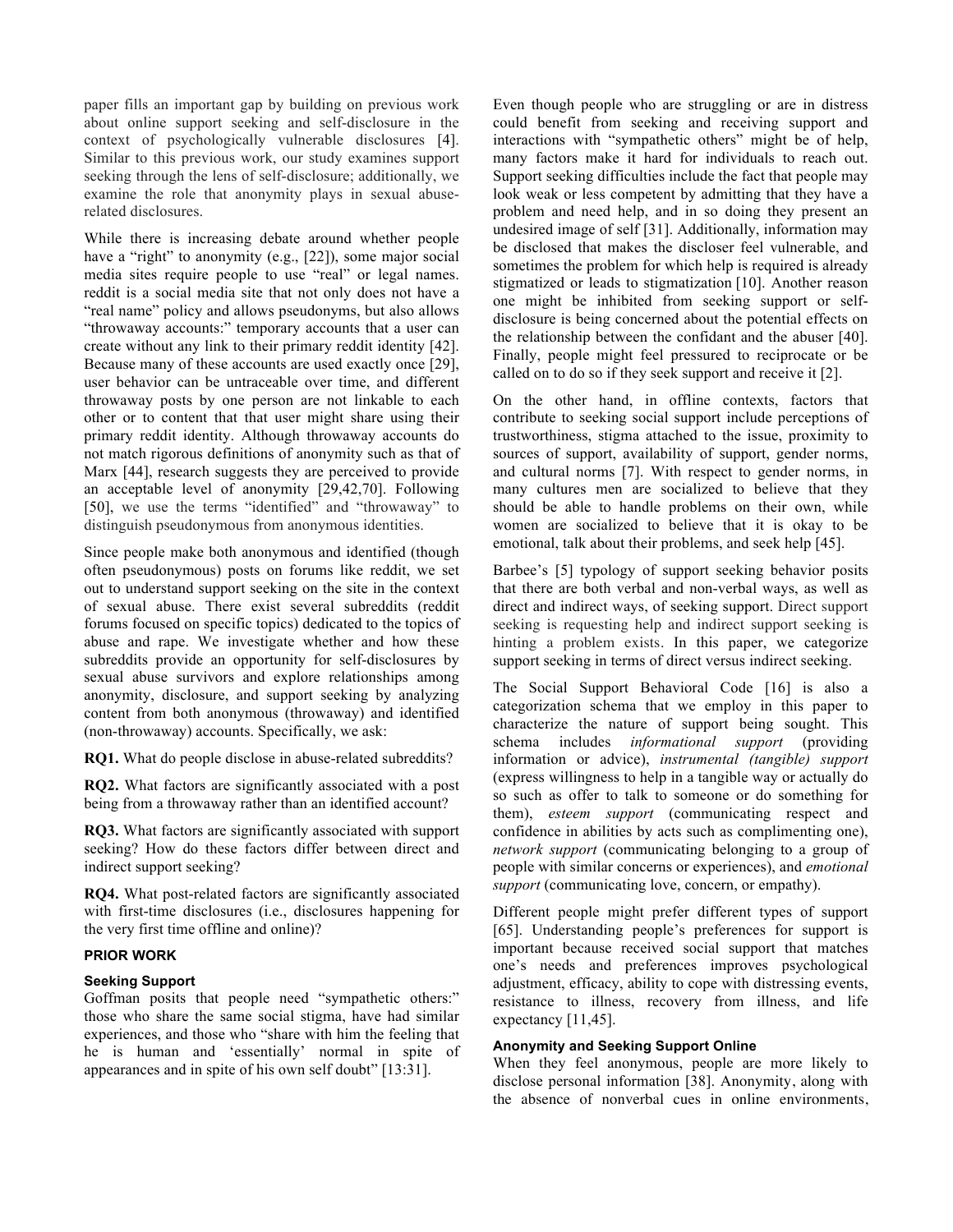paper fills an important gap by building on previous work about online support seeking and self-disclosure in the context of psychologically vulnerable disclosures [4]. Similar to this previous work, our study examines support seeking through the lens of self-disclosure; additionally, we examine the role that anonymity plays in sexual abuse-related disclosures.

While there is increasing debate around whether people have a "right" to anonymity (e.g., [22]), some major social media sites require people to use "real" or legal names. reddit is a social media site that not only does not have a "real name" policy and allows pseudonyms, but also allows "throwaway accounts:" temporary accounts that a user can create without any link to their primary reddit identity [42]. Because many of these accounts are used exactly once [29], user behavior can be untraceable over time, and different throwaway posts by one person are not linkable to each other or to content that that user might share using their primary reddit identity. Although throwaway accounts do not match rigorous definitions of anonymity such as that of Marx [44], research suggests they are perceived to provide an acceptable level of anonymity [29,42,70]. Following [50], we use the terms "identified" and "throwaway" to distinguish pseudonymous from anonymous identities.

Since people make both anonymous and identified (though often pseudonymous) posts on forums like reddit, we set out to understand support seeking on the site in the context of sexual abuse. There exist several subreddits (reddit forums focused on specific topics) dedicated to the topics of abuse and rape. We investigate whether and how these subreddits provide an opportunity for self-disclosures by sexual abuse survivors and explore relationships among anonymity, disclosure, and support seeking by analyzing content from both anonymous (throwaway) and identified (non-throwaway) accounts. Specifically, we ask:

**RQ1.** What do people disclose in abuse-related subreddits?

**RQ2.** What factors are significantly associated with a post being from a throwaway rather than an identified account?

**RQ3.** What factors are significantly associated with support seeking? How do these factors differ between direct and indirect support seeking?

**RQ4.** What post-related factors are significantly associated with first-time disclosures (i.e., disclosures happening for the very first time offline and online)?

## PRIOR WORK

### Seeking Support

Goffman posits that people need "sympathetic others:" those who share the same social stigma, have had similar experiences, and those who "share with him the feeling that he is human and 'essentially' normal in spite of appearances and in spite of his own self doubt" [13:31].

Even though people who are struggling or are in distress could benefit from seeking and receiving support and interactions with "sympathetic others" might be of help, many factors make it hard for individuals to reach out. Support seeking difficulties include the fact that people may look weak or less competent by admitting that they have a problem and need help, and in so doing they present an undesired image of self [31]. Additionally, information may be disclosed that makes the discloser feel vulnerable, and sometimes the problem for which help is required is already stigmatized or leads to stigmatization [10]. Another reason one might be inhibited from seeking support or self-disclosure is being concerned about the potential effects on the relationship between the confidant and the abuser [40]. Finally, people might feel pressured to reciprocate or be called on to do so if they seek support and receive it [2].

On the other hand, in offline contexts, factors that contribute to seeking social support include perceptions of trustworthiness, stigma attached to the issue, proximity to sources of support, availability of support, gender norms, and cultural norms [7]. With respect to gender norms, in many cultures men are socialized to believe that they should be able to handle problems on their own, while women are socialized to believe that it is okay to be emotional, talk about their problems, and seek help [45].

Barbee's [5] typology of support seeking behavior posits that there are both verbal and non-verbal ways, as well as direct and indirect ways, of seeking support. Direct support seeking is requesting help and indirect support seeking is hinting a problem exists. In this paper, we categorize support seeking in terms of direct versus indirect seeking.

The Social Support Behavioral Code [16] is also a categorization schema that we employ in this paper to characterize the nature of support being sought. This schema includes *informational support* (providing information or advice), *instrumental (tangible) support* (express willingness to help in a tangible way or actually do so such as offer to talk to someone or do something for them), *esteem support* (communicating respect and confidence in abilities by acts such as complimenting one), *network support* (communicating belonging to a group of people with similar concerns or experiences), and *emotional support* (communicating love, concern, or empathy).

Different people might prefer different types of support [65]. Understanding people's preferences for support is important because received social support that matches one's needs and preferences improves psychological adjustment, efficacy, ability to cope with distressing events, resistance to illness, recovery from illness, and life expectancy [11,45].

### Anonymity and Seeking Support Online

When they feel anonymous, people are more likely to disclose personal information [38]. Anonymity, along with the absence of nonverbal cues in online environments,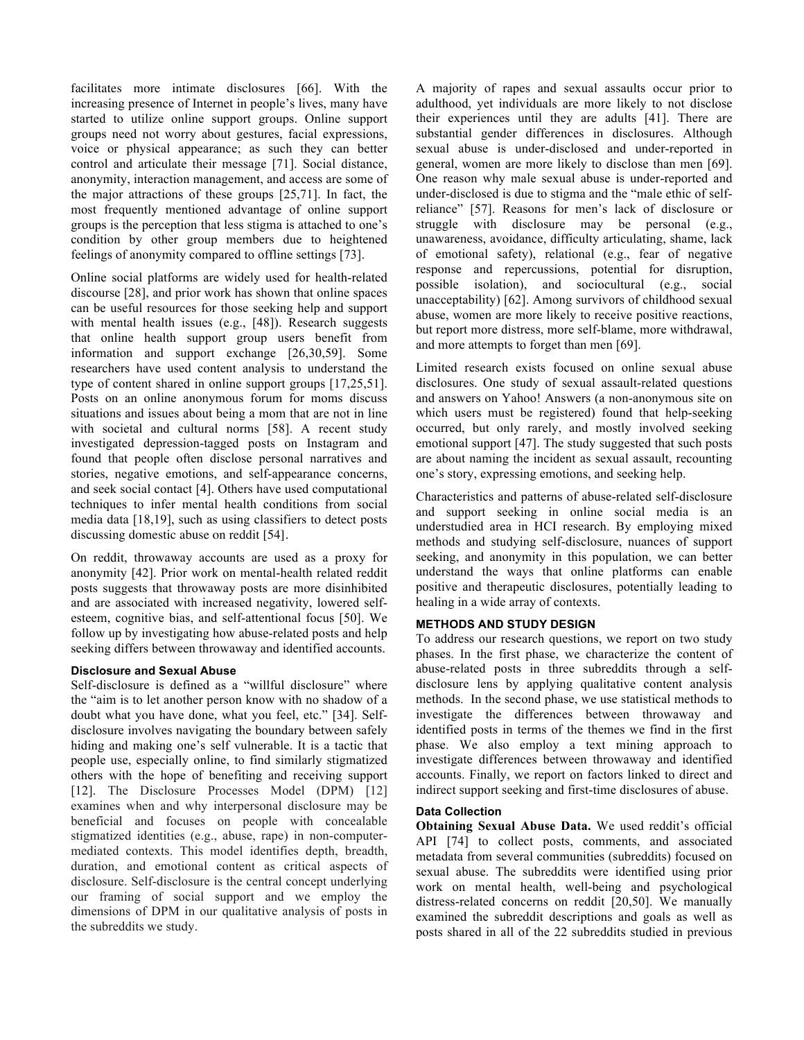facilitates more intimate disclosures [66]. With the increasing presence of Internet in people's lives, many have started to utilize online support groups. Online support groups need not worry about gestures, facial expressions, voice or physical appearance; as such they can better control and articulate their message [71]. Social distance, anonymity, interaction management, and access are some of the major attractions of these groups [25,71]. In fact, the most frequently mentioned advantage of online support groups is the perception that less stigma is attached to one's condition by other group members due to heightened feelings of anonymity compared to offline settings [73].

Online social platforms are widely used for health-related discourse [28], and prior work has shown that online spaces can be useful resources for those seeking help and support with mental health issues (e.g., [48]). Research suggests that online health support group users benefit from information and support exchange [26,30,59]. Some researchers have used content analysis to understand the type of content shared in online support groups [17,25,51]. Posts on an online anonymous forum for moms discuss situations and issues about being a mom that are not in line with societal and cultural norms [58]. A recent study investigated depression-tagged posts on Instagram and found that people often disclose personal narratives and stories, negative emotions, and self-appearance concerns, and seek social contact [4]. Others have used computational techniques to infer mental health conditions from social media data [18,19], such as using classifiers to detect posts discussing domestic abuse on reddit [54].

On reddit, throwaway accounts are used as a proxy for anonymity [42]. Prior work on mental-health related reddit posts suggests that throwaway posts are more disinhibited and are associated with increased negativity, lowered self-esteem, cognitive bias, and self-attentional focus [50]. We follow up by investigating how abuse-related posts and help seeking differs between throwaway and identified accounts.

### Disclosure and Sexual Abuse

Self-disclosure is defined as a "willful disclosure" where the "aim is to let another person know with no shadow of a doubt what you have done, what you feel, etc." [34]. Self-disclosure involves navigating the boundary between safely hiding and making one's self vulnerable. It is a tactic that people use, especially online, to find similarly stigmatized others with the hope of benefiting and receiving support [12]. The Disclosure Processes Model (DPM) [12] examines when and why interpersonal disclosure may be beneficial and focuses on people with concealable stigmatized identities (e.g., abuse, rape) in non-computer-mediated contexts. This model identifies depth, breadth, duration, and emotional content as critical aspects of disclosure. Self-disclosure is the central concept underlying our framing of social support and we employ the dimensions of DPM in our qualitative analysis of posts in the subreddits we study.

A majority of rapes and sexual assaults occur prior to adulthood, yet individuals are more likely to not disclose their experiences until they are adults [41]. There are substantial gender differences in disclosures. Although sexual abuse is under-disclosed and under-reported in general, women are more likely to disclose than men [69]. One reason why male sexual abuse is under-reported and under-disclosed is due to stigma and the "male ethic of self-reliance" [57]. Reasons for men's lack of disclosure or struggle with disclosure may be personal (e.g., unawareness, avoidance, difficulty articulating, shame, lack of emotional safety), relational (e.g., fear of negative response and repercussions, potential for disruption, possible isolation), and sociocultural (e.g., social unacceptability) [62]. Among survivors of childhood sexual abuse, women are more likely to receive positive reactions, but report more distress, more self-blame, more withdrawal, and more attempts to forget than men [69].

Limited research exists focused on online sexual abuse disclosures. One study of sexual assault-related questions and answers on Yahoo! Answers (a non-anonymous site on which users must be registered) found that help-seeking occurred, but only rarely, and mostly involved seeking emotional support [47]. The study suggested that such posts are about naming the incident as sexual assault, recounting one's story, expressing emotions, and seeking help.

Characteristics and patterns of abuse-related self-disclosure and support seeking in online social media is an understudied area in HCI research. By employing mixed methods and studying self-disclosure, nuances of support seeking, and anonymity in this population, we can better understand the ways that online platforms can enable positive and therapeutic disclosures, potentially leading to healing in a wide array of contexts.

## METHODS AND STUDY DESIGN

To address our research questions, we report on two study phases. In the first phase, we characterize the content of abuse-related posts in three subreddits through a self-disclosure lens by applying qualitative content analysis methods. In the second phase, we use statistical methods to investigate the differences between throwaway and identified posts in terms of the themes we find in the first phase. We also employ a text mining approach to investigate differences between throwaway and identified accounts. Finally, we report on factors linked to direct and indirect support seeking and first-time disclosures of abuse.

### Data Collection

**Obtaining Sexual Abuse Data.** We used reddit's official API [74] to collect posts, comments, and associated metadata from several communities (subreddits) focused on sexual abuse. The subreddits were identified using prior work on mental health, well-being and psychological distress-related concerns on reddit [20,50]. We manually examined the subreddit descriptions and goals as well as posts shared in all of the 22 subreddits studied in previous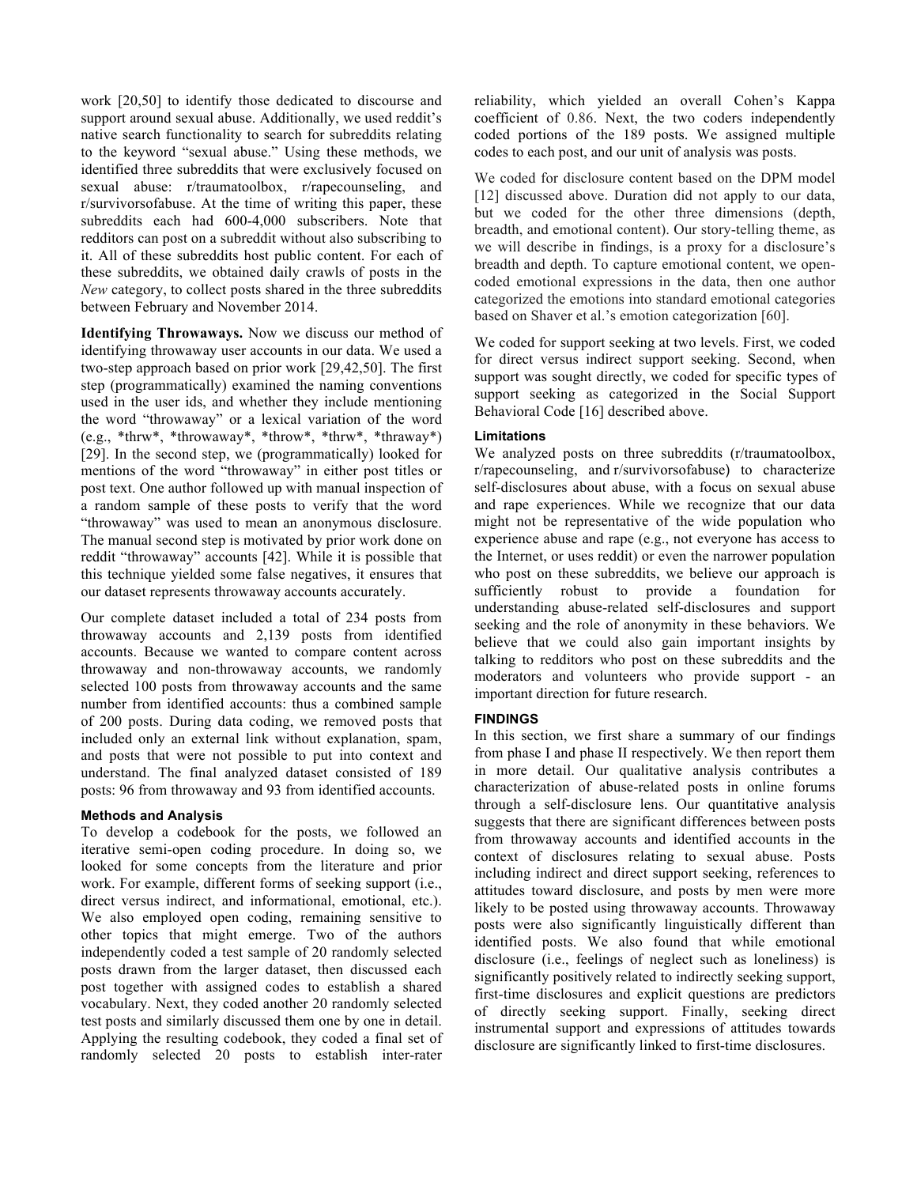work [20,50] to identify those dedicated to discourse and support around sexual abuse. Additionally, we used reddit's native search functionality to search for subreddits relating to the keyword "sexual abuse." Using these methods, we identified three subreddits that were exclusively focused on sexual abuse: r/traumatoolbox, r/rapecounseling, and r/survivorsofabuse. At the time of writing this paper, these subreddits each had 600-4,000 subscribers. Note that redditors can post on a subreddit without also subscribing to it. All of these subreddits host public content. For each of these subreddits, we obtained daily crawls of posts in the *New* category, to collect posts shared in the three subreddits between February and November 2014.

**Identifying Throwaways.** Now we discuss our method of identifying throwaway user accounts in our data. We used a two-step approach based on prior work [29,42,50]. The first step (programmatically) examined the naming conventions used in the user ids, and whether they include mentioning the word "throwaway" or a lexical variation of the word (e.g., *thrw*, *throwaway*, *throw*, *thrw*, *thraway*) [29]. In the second step, we (programmatically) looked for mentions of the word "throwaway" in either post titles or post text. One author followed up with manual inspection of a random sample of these posts to verify that the word "throwaway" was used to mean an anonymous disclosure. The manual second step is motivated by prior work done on reddit "throwaway" accounts [42]. While it is possible that this technique yielded some false negatives, it ensures that our dataset represents throwaway accounts accurately.

Our complete dataset included a total of 234 posts from throwaway accounts and 2,139 posts from identified accounts. Because we wanted to compare content across throwaway and non-throwaway accounts, we randomly selected 100 posts from throwaway accounts and the same number from identified accounts: thus a combined sample of 200 posts. During data coding, we removed posts that included only an external link without explanation, spam, and posts that were not possible to put into context and understand. The final analyzed dataset consisted of 189 posts: 96 from throwaway and 93 from identified accounts.

### Methods and Analysis

To develop a codebook for the posts, we followed an iterative semi-open coding procedure. In doing so, we looked for some concepts from the literature and prior work. For example, different forms of seeking support (i.e., direct versus indirect, and informational, emotional, etc.). We also employed open coding, remaining sensitive to other topics that might emerge. Two of the authors independently coded a test sample of 20 randomly selected posts drawn from the larger dataset, then discussed each post together with assigned codes to establish a shared vocabulary. Next, they coded another 20 randomly selected test posts and similarly discussed them one by one in detail. Applying the resulting codebook, they coded a final set of randomly selected 20 posts to establish inter-rater reliability, which yielded an overall Cohen's Kappa coefficient of 0.86. Next, the two coders independently coded portions of the 189 posts. We assigned multiple codes to each post, and our unit of analysis was posts.

We coded for disclosure content based on the DPM model [12] discussed above. Duration did not apply to our data, but we coded for the other three dimensions (depth, breadth, and emotional content). Our story-telling theme, as we will describe in findings, is a proxy for a disclosure's breadth and depth. To capture emotional content, we open-coded emotional expressions in the data, then one author categorized the emotions into standard emotional categories based on Shaver et al.'s emotion categorization [60].

We coded for support seeking at two levels. First, we coded for direct versus indirect support seeking. Second, when support was sought directly, we coded for specific types of support seeking as categorized in the Social Support Behavioral Code [16] described above.

### Limitations

We analyzed posts on three subreddits (r/traumatoolbox, r/rapecounseling, and r/survivorsofabuse) to characterize self-disclosures about abuse, with a focus on sexual abuse and rape experiences. While we recognize that our data might not be representative of the wide population who experience abuse and rape (e.g., not everyone has access to the Internet, or uses reddit) or even the narrower population who post on these subreddits, we believe our approach is sufficiently robust to provide a foundation for understanding abuse-related self-disclosures and support seeking and the role of anonymity in these behaviors. We believe that we could also gain important insights by talking to redditors who post on these subreddits and the moderators and volunteers who provide support - an important direction for future research.

## FINDINGS

In this section, we first share a summary of our findings from phase I and phase II respectively. We then report them in more detail. Our qualitative analysis contributes a characterization of abuse-related posts in online forums through a self-disclosure lens. Our quantitative analysis suggests that there are significant differences between posts from throwaway accounts and identified accounts in the context of disclosures relating to sexual abuse. Posts including indirect and direct support seeking, references to attitudes toward disclosure, and posts by men were more likely to be posted using throwaway accounts. Throwaway posts were also significantly linguistically different than identified posts. We also found that while emotional disclosure (i.e., feelings of neglect such as loneliness) is significantly positively related to indirectly seeking support, first-time disclosures and explicit questions are predictors of directly seeking support. Finally, seeking direct instrumental support and expressions of attitudes towards disclosure are significantly linked to first-time disclosures.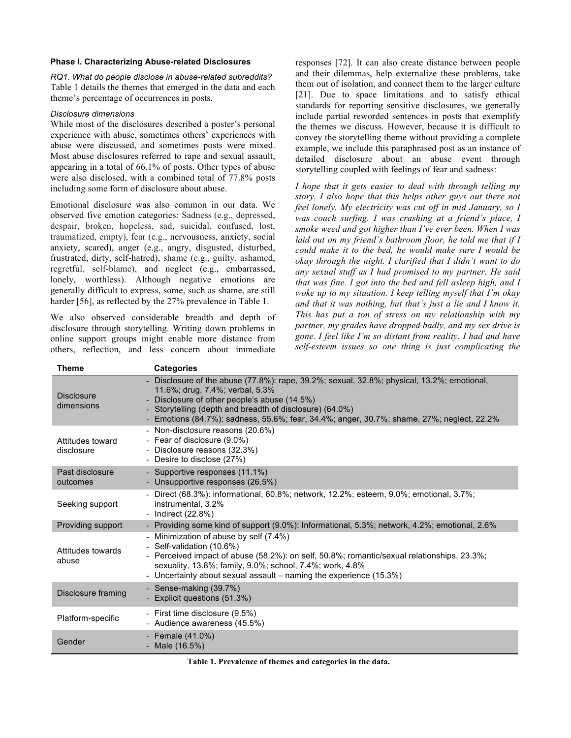### Phase I. Characterizing Abuse-related Disclosures

*RQ1. What do people disclose in abuse-related subreddits?* Table 1 details the themes that emerged in the data and each theme's percentage of occurrences in posts.

*Disclosure dimensions*

While most of the disclosures described a poster's personal experience with abuse, sometimes others' experiences with abuse were discussed, and sometimes posts were mixed. Most abuse disclosures referred to rape and sexual assault, appearing in a total of 66.1% of posts. Other types of abuse were also disclosed, with a combined total of 77.8% posts including some form of disclosure about abuse.

Emotional disclosure was also common in our data. We observed five emotion categories: Sadness (e.g., depressed, despair, broken, hopeless, sad, suicidal, confused, lost, traumatized, empty), fear (e.g., nervousness, anxiety, social anxiety, scared), anger (e.g., angry, disgusted, disturbed, frustrated, dirty, self-hatred), shame (e.g., guilty, ashamed, regretful, self-blame), and neglect (e.g., embarrassed, lonely, worthless). Although negative emotions are generally difficult to express, some, such as shame, are still harder [56], as reflected by the 27% prevalence in Table 1.

We also observed considerable breadth and depth of disclosure through storytelling. Writing down problems in online support groups might enable more distance from others, reflection, and less concern about immediate responses [72]. It can also create distance between people and their dilemmas, help externalize these problems, take them out of isolation, and connect them to the larger culture [21]. Due to space limitations and to satisfy ethical standards for reporting sensitive disclosures, we generally include partial reworded sentences in posts that exemplify the themes we discuss. However, because it is difficult to convey the storytelling theme without providing a complete example, we include this paraphrased post as an instance of detailed disclosure about an abuse event through storytelling coupled with feelings of fear and sadness:

*I hope that it gets easier to deal with through telling my story. I also hope that this helps other guys out there not feel lonely. My electricity was cut off in mid January, so I was couch surfing. I was crashing at a friend's place, I smoke weed and got higher than I've ever been. When I was laid out on my friend's bathroom floor, he told me that if I could make it to the bed, he would make sure I would be okay through the night. I clarified that I didn't want to do any sexual stuff as I had promised to my partner. He said that was fine. I got into the bed and fell asleep high, and I woke up to my situation. I keep telling myself that I'm okay and that it was nothing, but that's just a lie and I know it. This has put a ton of stress on my relationship with my partner, my grades have dropped badly, and my sex drive is gone. I feel like I'm so distant from reality. I had and have self-esteem issues so one thing is just complicating the*

| Theme | Categories |
|---|---|
| Disclosure dimensions | - Disclosure of the abuse (77.8%): rape, 39.2%; sexual, 32.8%; physical, 13.2%; emotional, 11.6%; drug, 7.4%; verbal, 5.3%<br>- Disclosure of other people's abuse (14.5%)<br>- Storytelling (depth and breadth of disclosure) (64.0%)<br>- Emotions (84.7%): sadness, 55.6%; fear, 34.4%; anger, 30.7%; shame, 27%; neglect, 22.2% |
| Attitudes toward disclosure | - Non-disclosure reasons (20.6%)<br>- Fear of disclosure (9.0%)<br>- Disclosure reasons (32.3%)<br>- Desire to disclose (27%) |
| Past disclosure outcomes | - Supportive responses (11.1%)<br>- Unsupportive responses (26.5%) |
| Seeking support | - Direct (68.3%): informational, 60.8%; network, 12.2%; esteem, 9.0%; emotional, 3.7%; instrumental, 3.2%<br>- Indirect (22.8%) |
| Providing support | - Providing some kind of support (9.0%): Informational, 5.3%; network, 4.2%; emotional, 2.6% |
| Attitudes towards abuse | - Minimization of abuse by self (7.4%)<br>- Self-validation (10.6%)<br>- Perceived impact of abuse (58.2%): on self, 50.8%; romantic/sexual relationships, 23.3%; sexuality, 13.8%; family, 9.0%; school, 7.4%; work, 4.8%<br>- Uncertainty about sexual assault – naming the experience (15.3%) |
| Disclosure framing | - Sense-making (39.7%)<br>- Explicit questions (51.3%) |
| Platform-specific | - First time disclosure (9.5%)<br>- Audience awareness (45.5%) |
| Gender | - Female (41.0%)<br>- Male (16.5%) |

**Table 1. Prevalence of themes and categories in the data.**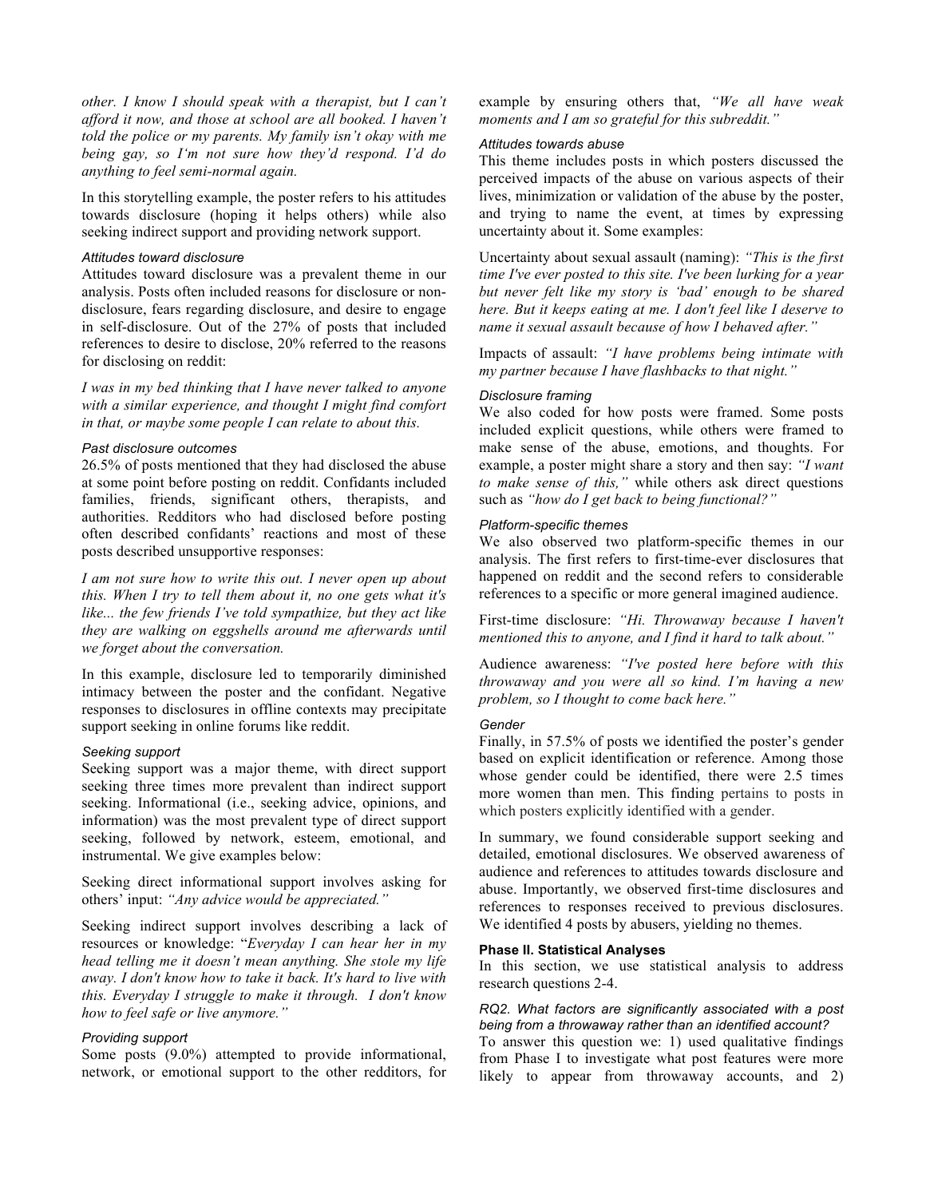*other. I know I should speak with a therapist, but I can't afford it now, and those at school are all booked. I haven't told the police or my parents. My family isn't okay with me being gay, so I'm not sure how they'd respond. I'd do anything to feel semi-normal again.*

In this storytelling example, the poster refers to his attitudes towards disclosure (hoping it helps others) while also seeking indirect support and providing network support.

#### *Attitudes toward disclosure*

Attitudes toward disclosure was a prevalent theme in our analysis. Posts often included reasons for disclosure or non-disclosure, fears regarding disclosure, and desire to engage in self-disclosure. Out of the 27% of posts that included references to desire to disclose, 20% referred to the reasons for disclosing on reddit:

*I was in my bed thinking that I have never talked to anyone with a similar experience, and thought I might find comfort in that, or maybe some people I can relate to about this.*

#### *Past disclosure outcomes*

26.5% of posts mentioned that they had disclosed the abuse at some point before posting on reddit. Confidants included families, friends, significant others, therapists, and authorities. Redditors who had disclosed before posting often described confidants' reactions and most of these posts described unsupportive responses:

*I am not sure how to write this out. I never open up about this. When I try to tell them about it, no one gets what it's like... the few friends I've told sympathize, but they act like they are walking on eggshells around me afterwards until we forget about the conversation.*

In this example, disclosure led to temporarily diminished intimacy between the poster and the confidant. Negative responses to disclosures in offline contexts may precipitate support seeking in online forums like reddit.

#### *Seeking support*

Seeking support was a major theme, with direct support seeking three times more prevalent than indirect support seeking. Informational (i.e., seeking advice, opinions, and information) was the most prevalent type of direct support seeking, followed by network, esteem, emotional, and instrumental. We give examples below:

Seeking direct informational support involves asking for others' input: *"Any advice would be appreciated."*

Seeking indirect support involves describing a lack of resources or knowledge: "*Everyday I can hear her in my head telling me it doesn't mean anything. She stole my life away. I don't know how to take it back. It's hard to live with this. Everyday I struggle to make it through. I don't know how to feel safe or live anymore."*

#### *Providing support*

Some posts (9.0%) attempted to provide informational, network, or emotional support to the other redditors, for example by ensuring others that, *"We all have weak moments and I am so grateful for this subreddit."*

#### *Attitudes towards abuse*

This theme includes posts in which posters discussed the perceived impacts of the abuse on various aspects of their lives, minimization or validation of the abuse by the poster, and trying to name the event, at times by expressing uncertainty about it. Some examples:

Uncertainty about sexual assault (naming): *"This is the first time I've ever posted to this site. I've been lurking for a year but never felt like my story is 'bad' enough to be shared here. But it keeps eating at me. I don't feel like I deserve to name it sexual assault because of how I behaved after."*

Impacts of assault: *"I have problems being intimate with my partner because I have flashbacks to that night."*

#### *Disclosure framing*

We also coded for how posts were framed. Some posts included explicit questions, while others were framed to make sense of the abuse, emotions, and thoughts. For example, a poster might share a story and then say: *"I want to make sense of this,"* while others ask direct questions such as *"how do I get back to being functional?"*

#### *Platform-specific themes*

We also observed two platform-specific themes in our analysis. The first refers to first-time-ever disclosures that happened on reddit and the second refers to considerable references to a specific or more general imagined audience.

First-time disclosure: *"Hi. Throwaway because I haven't mentioned this to anyone, and I find it hard to talk about."*

Audience awareness: *"I've posted here before with this throwaway and you were all so kind. I'm having a new problem, so I thought to come back here."*

#### *Gender*

Finally, in 57.5% of posts we identified the poster's gender based on explicit identification or reference. Among those whose gender could be identified, there were 2.5 times more women than men. This finding pertains to posts in which posters explicitly identified with a gender.

In summary, we found considerable support seeking and detailed, emotional disclosures. We observed awareness of audience and references to attitudes towards disclosure and abuse. Importantly, we observed first-time disclosures and references to responses received to previous disclosures. We identified 4 posts by abusers, yielding no themes.

### Phase II. Statistical Analyses

In this section, we use statistical analysis to address research questions 2-4.

#### *RQ2. What factors are significantly associated with a post being from a throwaway rather than an identified account?*

To answer this question we: 1) used qualitative findings from Phase I to investigate what post features were more likely to appear from throwaway accounts, and 2)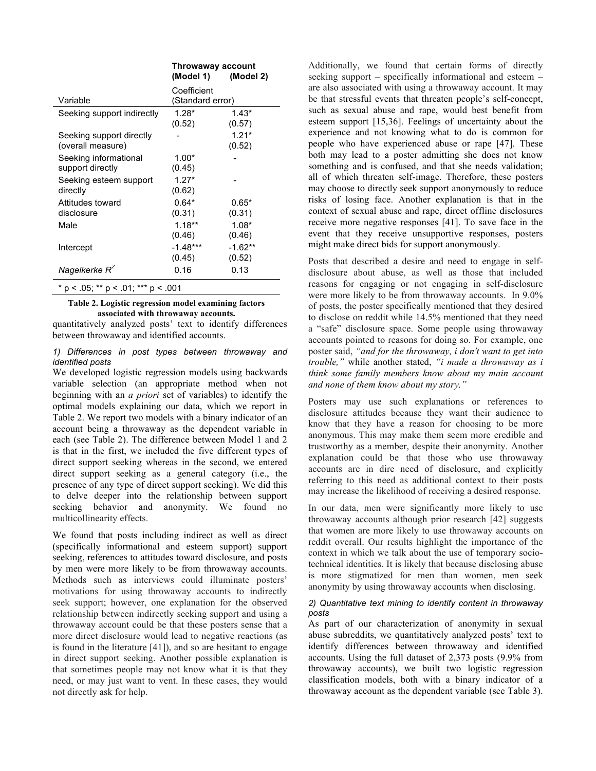| Variable | Throwaway account (Model 1) | (Model 2) |
|---|---|---|
| | Coefficient (Standard error) | |
| Seeking support indirectly | 1.28* (0.52) | 1.43* (0.57) |
| Seeking support directly (overall measure) | - | 1.21* (0.52) |
| Seeking informational support directly | 1.00* (0.45) | - |
| Seeking esteem support directly | 1.27* (0.62) | - |
| Attitudes toward disclosure | 0.64* (0.31) | 0.65* (0.31) |
| Male | 1.18** (0.46) | 1.08* (0.46) |
| Intercept | -1.48*** (0.45) | -1.62** (0.52) |
| *Nagelkerke* $R^2$ | 0.16 | 0.13 |

* p < .05; ** p < .01; *** p < .001

**Table 2. Logistic regression model examining factors associated with throwaway accounts.**

quantitatively analyzed posts' text to identify differences between throwaway and identified accounts.

*1) Differences in post types between throwaway and identified posts*

We developed logistic regression models using backwards variable selection (an appropriate method when not beginning with an *a priori* set of variables) to identify the optimal models explaining our data, which we report in Table 2. We report two models with a binary indicator of an account being a throwaway as the dependent variable in each (see Table 2). The difference between Model 1 and 2 is that in the first, we included the five different types of direct support seeking whereas in the second, we entered direct support seeking as a general category (i.e., the presence of any type of direct support seeking). We did this to delve deeper into the relationship between support seeking behavior and anonymity. We found no multicollinearity effects.

We found that posts including indirect as well as direct (specifically informational and esteem support) support seeking, references to attitudes toward disclosure, and posts by men were more likely to be from throwaway accounts. Methods such as interviews could illuminate posters' motivations for using throwaway accounts to indirectly seek support; however, one explanation for the observed relationship between indirectly seeking support and using a throwaway account could be that these posters sense that a more direct disclosure would lead to negative reactions (as is found in the literature [41]), and so are hesitant to engage in direct support seeking. Another possible explanation is that sometimes people may not know what it is that they need, or may just want to vent. In these cases, they would not directly ask for help.

Additionally, we found that certain forms of directly seeking support – specifically informational and esteem – are also associated with using a throwaway account. It may be that stressful events that threaten people's self-concept, such as sexual abuse and rape, would best benefit from esteem support [15,36]. Feelings of uncertainty about the experience and not knowing what to do is common for people who have experienced abuse or rape [47]. These both may lead to a poster admitting she does not know something and is confused, and that she needs validation; all of which threaten self-image. Therefore, these posters may choose to directly seek support anonymously to reduce risks of losing face. Another explanation is that in the context of sexual abuse and rape, direct offline disclosures receive more negative responses [41]. To save face in the event that they receive unsupportive responses, posters might make direct bids for support anonymously.

Posts that described a desire and need to engage in self-disclosure about abuse, as well as those that included reasons for engaging or not engaging in self-disclosure were more likely to be from throwaway accounts. In 9.0% of posts, the poster specifically mentioned that they desired to disclose on reddit while 14.5% mentioned that they need a "safe" disclosure space. Some people using throwaway accounts pointed to reasons for doing so. For example, one poster said, *"and for the throwaway, i don't want to get into trouble,"* while another stated, *"i made a throwaway as i think some family members know about my main account and none of them know about my story."*

Posters may use such explanations or references to disclosure attitudes because they want their audience to know that they have a reason for choosing to be more anonymous. This may make them seem more credible and trustworthy as a member, despite their anonymity. Another explanation could be that those who use throwaway accounts are in dire need of disclosure, and explicitly referring to this need as additional context to their posts may increase the likelihood of receiving a desired response.

In our data, men were significantly more likely to use throwaway accounts although prior research [42] suggests that women are more likely to use throwaway accounts on reddit overall. Our results highlight the importance of the context in which we talk about the use of temporary socio-technical identities. It is likely that because disclosing abuse is more stigmatized for men than women, men seek anonymity by using throwaway accounts when disclosing.

*2) Quantitative text mining to identify content in throwaway posts*

As part of our characterization of anonymity in sexual abuse subreddits, we quantitatively analyzed posts' text to identify differences between throwaway and identified accounts. Using the full dataset of 2,373 posts (9.9% from throwaway accounts), we built two logistic regression classification models, both with a binary indicator of a throwaway account as the dependent variable (see Table 3).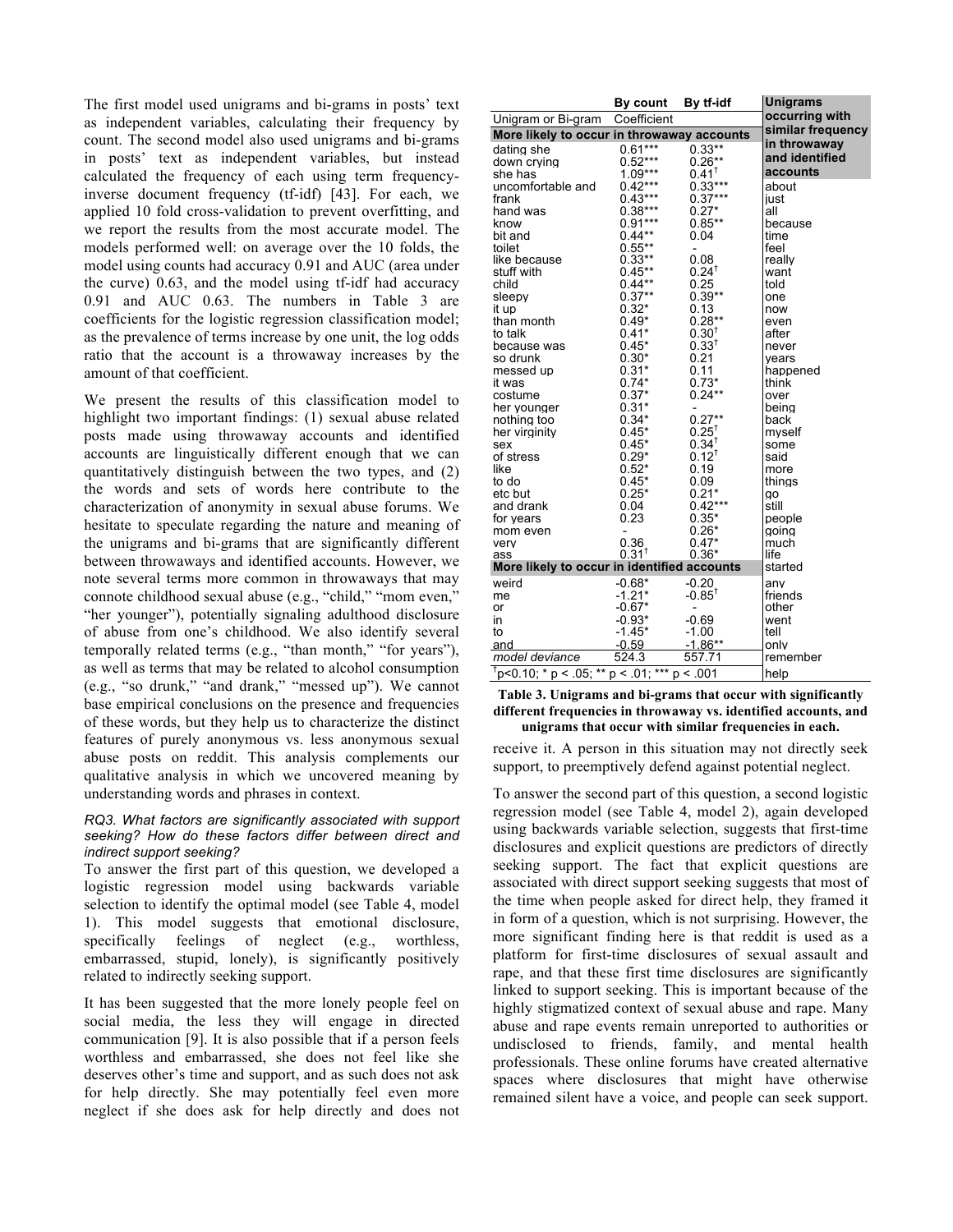The first model used unigrams and bi-grams in posts' text as independent variables, calculating their frequency by count. The second model also used unigrams and bi-grams in posts' text as independent variables, but instead calculated the frequency of each using term frequency-inverse document frequency (tf-idf) [43]. For each, we applied 10 fold cross-validation to prevent overfitting, and we report the results from the most accurate model. The models performed well: on average over the 10 folds, the model using counts had accuracy 0.91 and AUC (area under the curve) 0.63, and the model using tf-idf had accuracy 0.91 and AUC 0.63. The numbers in Table 3 are coefficients for the logistic regression classification model; as the prevalence of terms increase by one unit, the log odds ratio that the account is a throwaway increases by the amount of that coefficient.

We present the results of this classification model to highlight two important findings: (1) sexual abuse related posts made using throwaway accounts and identified accounts are linguistically different enough that we can quantitatively distinguish between the two types, and (2) the words and sets of words here contribute to the characterization of anonymity in sexual abuse forums. We hesitate to speculate regarding the nature and meaning of the unigrams and bi-grams that are significantly different between throwaways and identified accounts. However, we note several terms more common in throwaways that may connote childhood sexual abuse (e.g., "child," "mom even," "her younger"), potentially signaling adulthood disclosure of abuse from one's childhood. We also identify several temporally related terms (e.g., "than month," "for years"), as well as terms that may be related to alcohol consumption (e.g., "so drunk," "and drank," "messed up"). We cannot base empirical conclusions on the presence and frequencies of these words, but they help us to characterize the distinct features of purely anonymous vs. less anonymous sexual abuse posts on reddit. This analysis complements our qualitative analysis in which we uncovered meaning by understanding words and phrases in context.

| | By count | By tf-idf | Unigrams occurring with similar frequency in throwaway and identified accounts |
|---|---|---|---|
| Unigram or Bi-gram | Coefficient | | |
| **More likely to occur in throwaway accounts** | | | |
| dating she | 0.61*** | 0.33** | |
| down crying | 0.52*** | 0.26** | |
| she has | 1.09*** | 0.41† | |
| uncomfortable and | 0.42*** | 0.33*** | about |
| frank | 0.43*** | 0.37*** | just |
| hand was | 0.38*** | 0.27* | all |
| know | 0.91*** | 0.85** | because |
| bit and | 0.44** | 0.04 | time |
| toilet | 0.55** | - | feel |
| like because | 0.33** | 0.08 | really |
| stuff with | 0.45** | 0.24† | want |
| child | 0.44** | 0.25 | told |
| sleepy | 0.37** | 0.39** | one |
| it up | 0.32* | 0.13 | now |
| than month | 0.49* | 0.28** | even |
| to talk | 0.41* | 0.30† | after |
| because was | 0.45* | 0.33† | never |
| so drunk | 0.30* | 0.21 | years |
| messed up | 0.31* | 0.11 | happened |
| it was | 0.74* | 0.73* | think |
| costume | 0.37* | 0.24** | over |
| her younger | 0.31* | - | being |
| nothing too | 0.34* | 0.27** | back |
| her virginity | 0.45* | 0.25† | myself |
| sex | 0.45* | 0.34† | some |
| of stress | 0.29* | 0.12† | said |
| like | 0.52* | 0.19 | more |
| to do | 0.45* | 0.09 | things |
| etc but | 0.25* | 0.21* | go |
| and drank | 0.04 | 0.42*** | still |
| for years | 0.23 | 0.35* | people |
| mom even | - | 0.26* | going |
| very | 0.36 | 0.47* | much |
| ass | 0.31† | 0.36* | life |
| **More likely to occur in identified accounts** | | | started |
| weird | -0.68* | -0.20 | any |
| me | -1.21* | -0.85† | friends |
| or | -0.67* | - | other |
| in | -0.93* | -0.69 | went |
| to | -1.45* | -1.00 | tell |
| and | -0.59 | -1.86** | only |
| *model deviance* | 524.3 | 557.71 | remember |
| †p<0.10; * p < .05; ** p < .01; *** p < .001 | | | help |

**Table 3. Unigrams and bi-grams that occur with significantly different frequencies in throwaway vs. identified accounts, and unigrams that occur with similar frequencies in each.**

*RQ3. What factors are significantly associated with support seeking? How do these factors differ between direct and indirect support seeking?*

To answer the first part of this question, we developed a logistic regression model using backwards variable selection to identify the optimal model (see Table 4, model 1). This model suggests that emotional disclosure, specifically feelings of neglect (e.g., worthless, embarrassed, stupid, lonely), is significantly positively related to indirectly seeking support.

It has been suggested that the more lonely people feel on social media, the less they will engage in directed communication [9]. It is also possible that if a person feels worthless and embarrassed, she does not feel like she deserves other's time and support, and as such does not ask for help directly. She may potentially feel even more neglect if she does ask for help directly and does not receive it. A person in this situation may not directly seek support, to preemptively defend against potential neglect.

To answer the second part of this question, a second logistic regression model (see Table 4, model 2), again developed using backwards variable selection, suggests that first-time disclosures and explicit questions are predictors of directly seeking support. The fact that explicit questions are associated with direct support seeking suggests that most of the time when people asked for direct help, they framed it in form of a question, which is not surprising. However, the more significant finding here is that reddit is used as a platform for first-time disclosures of sexual assault and rape, and that these first time disclosures are significantly linked to support seeking. This is important because of the highly stigmatized context of sexual abuse and rape. Many abuse and rape events remain unreported to authorities or undisclosed to friends, family, and mental health professionals. These online forums have created alternative spaces where disclosures that might have otherwise remained silent have a voice, and people can seek support.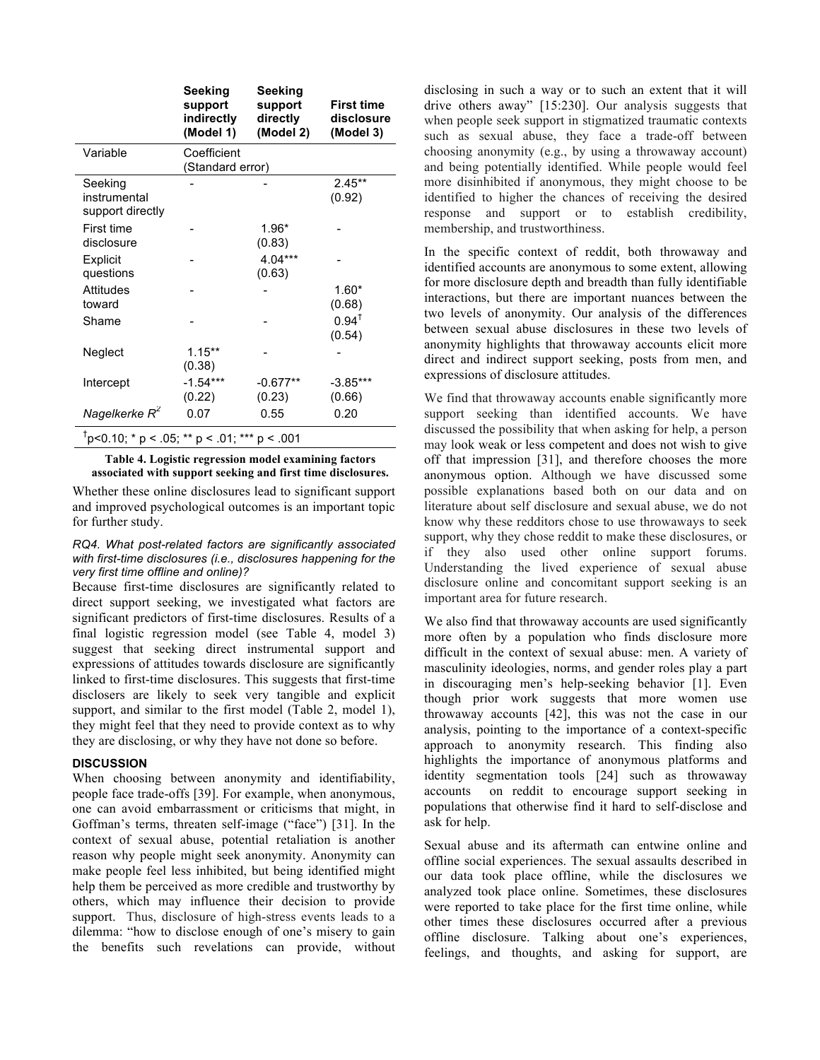| | Seeking support indirectly (Model 1) | Seeking support directly (Model 2) | First time disclosure (Model 3) |
|---|---|---|---|
| Variable | Coefficient (Standard error) | | |
| Seeking instrumental support directly | - | - | 2.45** (0.92) |
| First time disclosure | - | 1.96* (0.83) | - |
| Explicit questions | - | 4.04*** (0.63) | - |
| Attitudes toward | - | - | 1.60* (0.68) |
| Shame | - | - | 0.94† (0.54) |
| Neglect | 1.15** (0.38) | - | - |
| Intercept | -1.54*** (0.22) | -0.677** (0.23) | -3.85*** (0.66) |
| *Nagelkerke $R^2$* | 0.07 | 0.55 | 0.20 |

†p<0.10; * p < .05; ** p < .01; *** p < .001

**Table 4. Logistic regression model examining factors associated with support seeking and first time disclosures.**

Whether these online disclosures lead to significant support and improved psychological outcomes is an important topic for further study.

*RQ4. What post-related factors are significantly associated with first-time disclosures (i.e., disclosures happening for the very first time offline and online)?*

Because first-time disclosures are significantly related to direct support seeking, we investigated what factors are significant predictors of first-time disclosures. Results of a final logistic regression model (see Table 4, model 3) suggest that seeking direct instrumental support and expressions of attitudes towards disclosure are significantly linked to first-time disclosures. This suggests that first-time disclosers are likely to seek very tangible and explicit support, and similar to the first model (Table 2, model 1), they might feel that they need to provide context as to why they are disclosing, or why they have not done so before.

## DISCUSSION

When choosing between anonymity and identifiability, people face trade-offs [39]. For example, when anonymous, one can avoid embarrassment or criticisms that might, in Goffman's terms, threaten self-image ("face") [31]. In the context of sexual abuse, potential retaliation is another reason why people might seek anonymity. Anonymity can make people feel less inhibited, but being identified might help them be perceived as more credible and trustworthy by others, which may influence their decision to provide support. Thus, disclosure of high-stress events leads to a dilemma: "how to disclose enough of one's misery to gain the benefits such revelations can provide, without disclosing in such a way or to such an extent that it will drive others away" [15:230]. Our analysis suggests that when people seek support in stigmatized traumatic contexts such as sexual abuse, they face a trade-off between choosing anonymity (e.g., by using a throwaway account) and being potentially identified. While people would feel more disinhibited if anonymous, they might choose to be identified to higher the chances of receiving the desired response and support or to establish credibility, membership, and trustworthiness.

In the specific context of reddit, both throwaway and identified accounts are anonymous to some extent, allowing for more disclosure depth and breadth than fully identifiable interactions, but there are important nuances between the two levels of anonymity. Our analysis of the differences between sexual abuse disclosures in these two levels of anonymity highlights that throwaway accounts elicit more direct and indirect support seeking, posts from men, and expressions of disclosure attitudes.

We find that throwaway accounts enable significantly more support seeking than identified accounts. We have discussed the possibility that when asking for help, a person may look weak or less competent and does not wish to give off that impression [31], and therefore chooses the more anonymous option. Although we have discussed some possible explanations based both on our data and on literature about self disclosure and sexual abuse, we do not know why these redditors chose to use throwaways to seek support, why they chose reddit to make these disclosures, or if they also used other online support forums. Understanding the lived experience of sexual abuse disclosure online and concomitant support seeking is an important area for future research.

We also find that throwaway accounts are used significantly more often by a population who finds disclosure more difficult in the context of sexual abuse: men. A variety of masculinity ideologies, norms, and gender roles play a part in discouraging men's help-seeking behavior [1]. Even though prior work suggests that more women use throwaway accounts [42], this was not the case in our analysis, pointing to the importance of a context-specific approach to anonymity research. This finding also highlights the importance of anonymous platforms and identity segmentation tools [24] such as throwaway accounts on reddit to encourage support seeking in populations that otherwise find it hard to self-disclose and ask for help.

Sexual abuse and its aftermath can entwine online and offline social experiences. The sexual assaults described in our data took place offline, while the disclosures we analyzed took place online. Sometimes, these disclosures were reported to take place for the first time online, while other times these disclosures occurred after a previous offline disclosure. Talking about one's experiences, feelings, and thoughts, and asking for support, are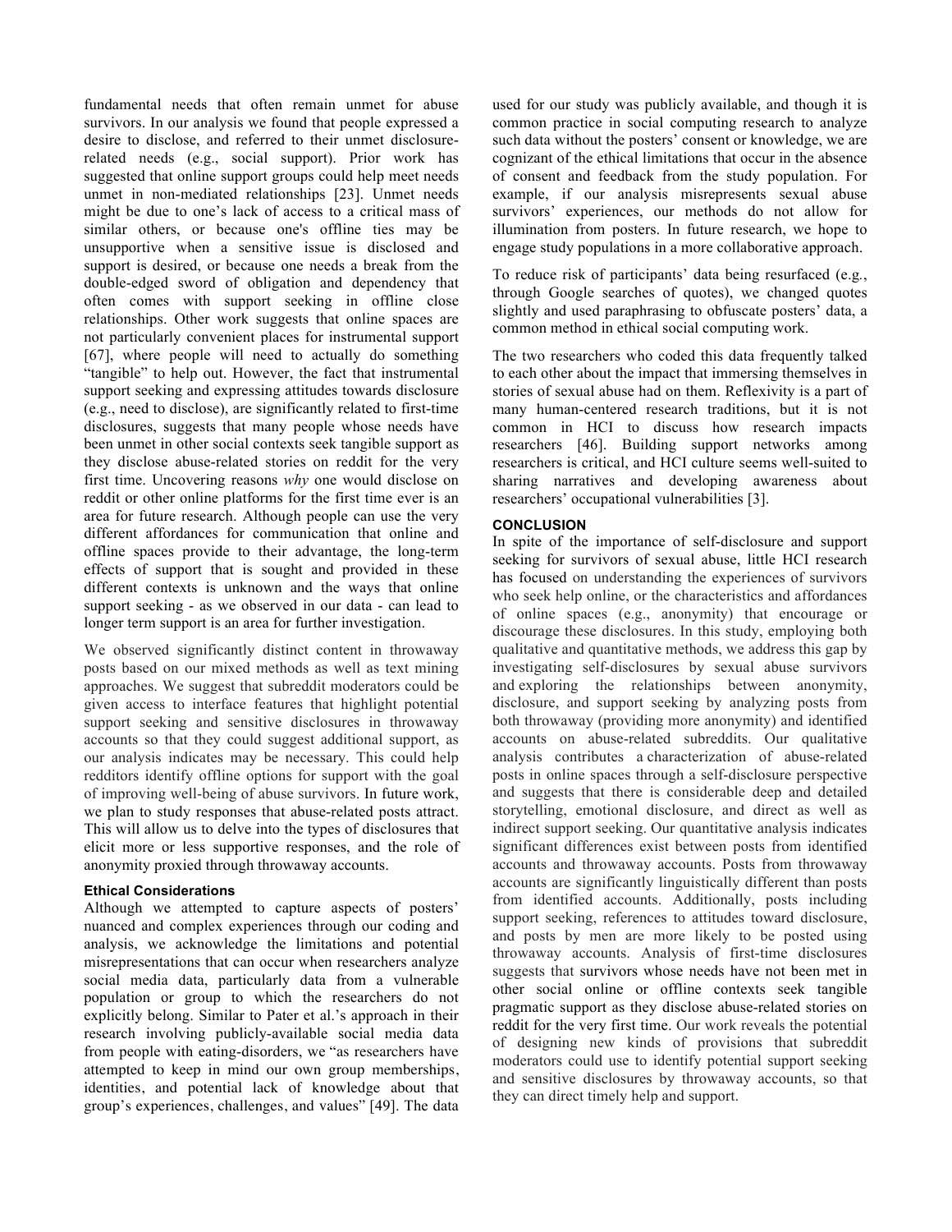fundamental needs that often remain unmet for abuse survivors. In our analysis we found that people expressed a desire to disclose, and referred to their unmet disclosure-related needs (e.g., social support). Prior work has suggested that online support groups could help meet needs unmet in non-mediated relationships [23]. Unmet needs might be due to one's lack of access to a critical mass of similar others, or because one's offline ties may be unsupportive when a sensitive issue is disclosed and support is desired, or because one needs a break from the double-edged sword of obligation and dependency that often comes with support seeking in offline close relationships. Other work suggests that online spaces are not particularly convenient places for instrumental support [67], where people will need to actually do something "tangible" to help out. However, the fact that instrumental support seeking and expressing attitudes towards disclosure (e.g., need to disclose), are significantly related to first-time disclosures, suggests that many people whose needs have been unmet in other social contexts seek tangible support as they disclose abuse-related stories on reddit for the very first time. Uncovering reasons *why* one would disclose on reddit or other online platforms for the first time ever is an area for future research. Although people can use the very different affordances for communication that online and offline spaces provide to their advantage, the long-term effects of support that is sought and provided in these different contexts is unknown and the ways that online support seeking - as we observed in our data - can lead to longer term support is an area for further investigation.

We observed significantly distinct content in throwaway posts based on our mixed methods as well as text mining approaches. We suggest that subreddit moderators could be given access to interface features that highlight potential support seeking and sensitive disclosures in throwaway accounts so that they could suggest additional support, as our analysis indicates may be necessary. This could help redditors identify offline options for support with the goal of improving well-being of abuse survivors. In future work, we plan to study responses that abuse-related posts attract. This will allow us to delve into the types of disclosures that elicit more or less supportive responses, and the role of anonymity proxied through throwaway accounts.

### Ethical Considerations

Although we attempted to capture aspects of posters' nuanced and complex experiences through our coding and analysis, we acknowledge the limitations and potential misrepresentations that can occur when researchers analyze social media data, particularly data from a vulnerable population or group to which the researchers do not explicitly belong. Similar to Pater et al.'s approach in their research involving publicly-available social media data from people with eating-disorders, we "as researchers have attempted to keep in mind our own group memberships, identities, and potential lack of knowledge about that group's experiences, challenges, and values" [49]. The data used for our study was publicly available, and though it is common practice in social computing research to analyze such data without the posters' consent or knowledge, we are cognizant of the ethical limitations that occur in the absence of consent and feedback from the study population. For example, if our analysis misrepresents sexual abuse survivors' experiences, our methods do not allow for illumination from posters. In future research, we hope to engage study populations in a more collaborative approach.

To reduce risk of participants' data being resurfaced (e.g., through Google searches of quotes), we changed quotes slightly and used paraphrasing to obfuscate posters' data, a common method in ethical social computing work.

The two researchers who coded this data frequently talked to each other about the impact that immersing themselves in stories of sexual abuse had on them. Reflexivity is a part of many human-centered research traditions, but it is not common in HCI to discuss how research impacts researchers [46]. Building support networks among researchers is critical, and HCI culture seems well-suited to sharing narratives and developing awareness about researchers' occupational vulnerabilities [3].

## CONCLUSION

In spite of the importance of self-disclosure and support seeking for survivors of sexual abuse, little HCI research has focused on understanding the experiences of survivors who seek help online, or the characteristics and affordances of online spaces (e.g., anonymity) that encourage or discourage these disclosures. In this study, employing both qualitative and quantitative methods, we address this gap by investigating self-disclosures by sexual abuse survivors and exploring the relationships between anonymity, disclosure, and support seeking by analyzing posts from both throwaway (providing more anonymity) and identified accounts on abuse-related subreddits. Our qualitative analysis contributes a characterization of abuse-related posts in online spaces through a self-disclosure perspective and suggests that there is considerable deep and detailed storytelling, emotional disclosure, and direct as well as indirect support seeking. Our quantitative analysis indicates significant differences exist between posts from identified accounts and throwaway accounts. Posts from throwaway accounts are significantly linguistically different than posts from identified accounts. Additionally, posts including support seeking, references to attitudes toward disclosure, and posts by men are more likely to be posted using throwaway accounts. Analysis of first-time disclosures suggests that survivors whose needs have not been met in other social online or offline contexts seek tangible pragmatic support as they disclose abuse-related stories on reddit for the very first time. Our work reveals the potential of designing new kinds of provisions that subreddit moderators could use to identify potential support seeking and sensitive disclosures by throwaway accounts, so that they can direct timely help and support.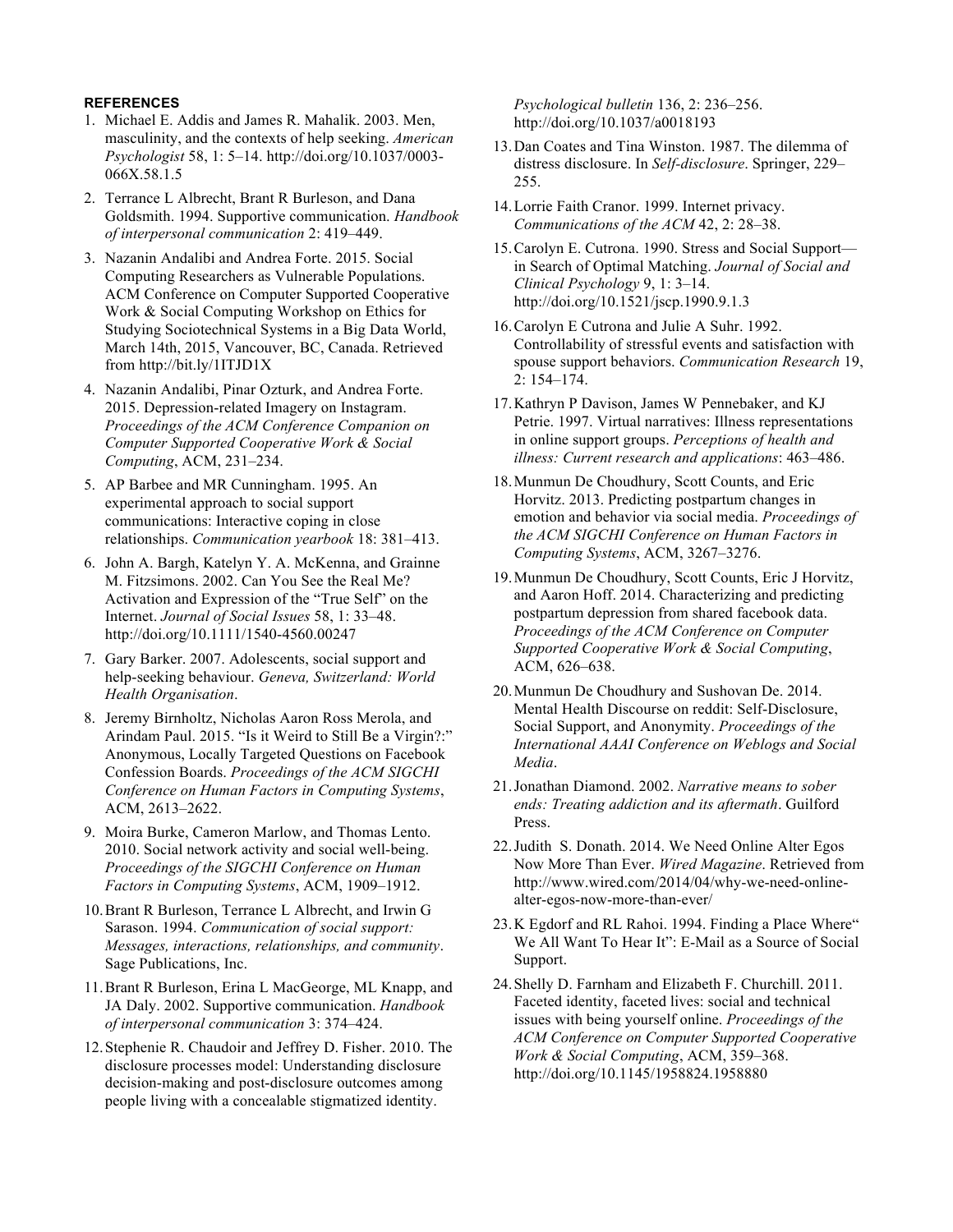**REFERENCES**

1. Michael E. Addis and James R. Mahalik. 2003. Men, masculinity, and the contexts of help seeking. *American Psychologist* 58, 1: 5–14. http://doi.org/10.1037/0003-066X.58.1.5
2. Terrance L Albrecht, Brant R Burleson, and Dana Goldsmith. 1994. Supportive communication. *Handbook of interpersonal communication* 2: 419–449.
3. Nazanin Andalibi and Andrea Forte. 2015. Social Computing Researchers as Vulnerable Populations. ACM Conference on Computer Supported Cooperative Work & Social Computing Workshop on Ethics for Studying Sociotechnical Systems in a Big Data World, March 14th, 2015, Vancouver, BC, Canada. Retrieved from http://bit.ly/1ITJD1X
4. Nazanin Andalibi, Pinar Ozturk, and Andrea Forte. 2015. Depression-related Imagery on Instagram. *Proceedings of the ACM Conference Companion on Computer Supported Cooperative Work & Social Computing*, ACM, 231–234.
5. AP Barbee and MR Cunningham. 1995. An experimental approach to social support communications: Interactive coping in close relationships. *Communication yearbook* 18: 381–413.
6. John A. Bargh, Katelyn Y. A. McKenna, and Grainne M. Fitzsimons. 2002. Can You See the Real Me? Activation and Expression of the "True Self" on the Internet. *Journal of Social Issues* 58, 1: 33–48. http://doi.org/10.1111/1540-4560.00247
7. Gary Barker. 2007. Adolescents, social support and help-seeking behaviour. *Geneva, Switzerland: World Health Organisation*.
8. Jeremy Birnholtz, Nicholas Aaron Ross Merola, and Arindam Paul. 2015. "Is it Weird to Still Be a Virgin?:" Anonymous, Locally Targeted Questions on Facebook Confession Boards. *Proceedings of the ACM SIGCHI Conference on Human Factors in Computing Systems*, ACM, 2613–2622.
9. Moira Burke, Cameron Marlow, and Thomas Lento. 2010. Social network activity and social well-being. *Proceedings of the SIGCHI Conference on Human Factors in Computing Systems*, ACM, 1909–1912.
10. Brant R Burleson, Terrance L Albrecht, and Irwin G Sarason. 1994. *Communication of social support: Messages, interactions, relationships, and community*. Sage Publications, Inc.
11. Brant R Burleson, Erina L MacGeorge, ML Knapp, and JA Daly. 2002. Supportive communication. *Handbook of interpersonal communication* 3: 374–424.
12. Stephenie R. Chaudoir and Jeffrey D. Fisher. 2010. The disclosure processes model: Understanding disclosure decision-making and post-disclosure outcomes among people living with a concealable stigmatized identity. *Psychological bulletin* 136, 2: 236–256. http://doi.org/10.1037/a0018193
13. Dan Coates and Tina Winston. 1987. The dilemma of distress disclosure. In *Self-disclosure*. Springer, 229–255.
14. Lorrie Faith Cranor. 1999. Internet privacy. *Communications of the ACM* 42, 2: 28–38.
15. Carolyn E. Cutrona. 1990. Stress and Social Support—in Search of Optimal Matching. *Journal of Social and Clinical Psychology* 9, 1: 3–14. http://doi.org/10.1521/jscp.1990.9.1.3
16. Carolyn E Cutrona and Julie A Suhr. 1992. Controllability of stressful events and satisfaction with spouse support behaviors. *Communication Research* 19, 2: 154–174.
17. Kathryn P Davison, James W Pennebaker, and KJ Petrie. 1997. Virtual narratives: Illness representations in online support groups. *Perceptions of health and illness: Current research and applications*: 463–486.
18. Munmun De Choudhury, Scott Counts, and Eric Horvitz. 2013. Predicting postpartum changes in emotion and behavior via social media. *Proceedings of the ACM SIGCHI Conference on Human Factors in Computing Systems*, ACM, 3267–3276.
19. Munmun De Choudhury, Scott Counts, Eric J Horvitz, and Aaron Hoff. 2014. Characterizing and predicting postpartum depression from shared facebook data. *Proceedings of the ACM Conference on Computer Supported Cooperative Work & Social Computing*, ACM, 626–638.
20. Munmun De Choudhury and Sushovan De. 2014. Mental Health Discourse on reddit: Self-Disclosure, Social Support, and Anonymity. *Proceedings of the International AAAI Conference on Weblogs and Social Media*.
21. Jonathan Diamond. 2002. *Narrative means to sober ends: Treating addiction and its aftermath*. Guilford Press.
22. Judith S. Donath. 2014. We Need Online Alter Egos Now More Than Ever. *Wired Magazine*. Retrieved from http://www.wired.com/2014/04/why-we-need-online-alter-egos-now-more-than-ever/
23. K Egdorf and RL Rahoi. 1994. Finding a Place Where" We All Want To Hear It": E-Mail as a Source of Social Support.
24. Shelly D. Farnham and Elizabeth F. Churchill. 2011. Faceted identity, faceted lives: social and technical issues with being yourself online. *Proceedings of the ACM Conference on Computer Supported Cooperative Work & Social Computing*, ACM, 359–368. http://doi.org/10.1145/1958824.1958880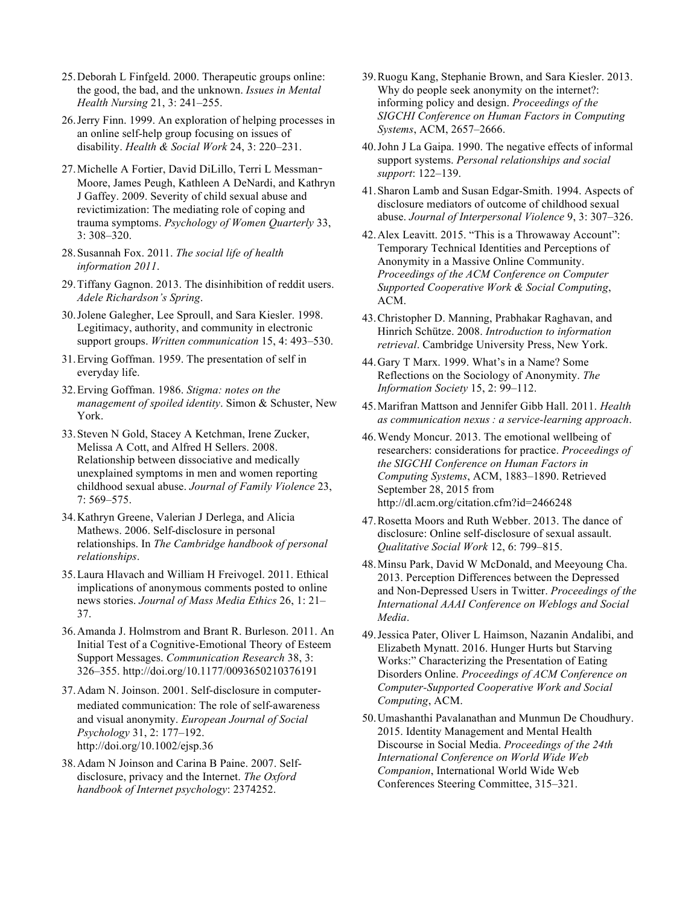25. Deborah L Finfgeld. 2000. Therapeutic groups online: the good, the bad, and the unknown. *Issues in Mental Health Nursing* 21, 3: 241–255.

26. Jerry Finn. 1999. An exploration of helping processes in an online self-help group focusing on issues of disability. *Health & Social Work* 24, 3: 220–231.

27. Michelle A Fortier, David DiLillo, Terri L Messman-Moore, James Peugh, Kathleen A DeNardi, and Kathryn J Gaffey. 2009. Severity of child sexual abuse and revictimization: The mediating role of coping and trauma symptoms. *Psychology of Women Quarterly* 33, 3: 308–320.

28. Susannah Fox. 2011. *The social life of health information 2011*.

29. Tiffany Gagnon. 2013. The disinhibition of reddit users. *Adele Richardson's Spring*.

30. Jolene Galegher, Lee Sproull, and Sara Kiesler. 1998. Legitimacy, authority, and community in electronic support groups. *Written communication* 15, 4: 493–530.

31. Erving Goffman. 1959. The presentation of self in everyday life.

32. Erving Goffman. 1986. *Stigma: notes on the management of spoiled identity*. Simon & Schuster, New York.

33. Steven N Gold, Stacey A Ketchman, Irene Zucker, Melissa A Cott, and Alfred H Sellers. 2008. Relationship between dissociative and medically unexplained symptoms in men and women reporting childhood sexual abuse. *Journal of Family Violence* 23, 7: 569–575.

34. Kathryn Greene, Valerian J Derlega, and Alicia Mathews. 2006. Self-disclosure in personal relationships. In *The Cambridge handbook of personal relationships*.

35. Laura Hlavach and William H Freivogel. 2011. Ethical implications of anonymous comments posted to online news stories. *Journal of Mass Media Ethics* 26, 1: 21–37.

36. Amanda J. Holmstrom and Brant R. Burleson. 2011. An Initial Test of a Cognitive-Emotional Theory of Esteem Support Messages. *Communication Research* 38, 3: 326–355. http://doi.org/10.1177/0093650210376191

37. Adam N. Joinson. 2001. Self-disclosure in computer-mediated communication: The role of self-awareness and visual anonymity. *European Journal of Social Psychology* 31, 2: 177–192. http://doi.org/10.1002/ejsp.36

38. Adam N Joinson and Carina B Paine. 2007. Self-disclosure, privacy and the Internet. *The Oxford handbook of Internet psychology*: 2374252.

39. Ruogu Kang, Stephanie Brown, and Sara Kiesler. 2013. Why do people seek anonymity on the internet?: informing policy and design. *Proceedings of the SIGCHI Conference on Human Factors in Computing Systems*, ACM, 2657–2666.

40. John J La Gaipa. 1990. The negative effects of informal support systems. *Personal relationships and social support*: 122–139.

41. Sharon Lamb and Susan Edgar-Smith. 1994. Aspects of disclosure mediators of outcome of childhood sexual abuse. *Journal of Interpersonal Violence* 9, 3: 307–326.

42. Alex Leavitt. 2015. "This is a Throwaway Account": Temporary Technical Identities and Perceptions of Anonymity in a Massive Online Community. *Proceedings of the ACM Conference on Computer Supported Cooperative Work & Social Computing*, ACM.

43. Christopher D. Manning, Prabhakar Raghavan, and Hinrich Schütze. 2008. *Introduction to information retrieval*. Cambridge University Press, New York.

44. Gary T Marx. 1999. What's in a Name? Some Reflections on the Sociology of Anonymity. *The Information Society* 15, 2: 99–112.

45. Marifran Mattson and Jennifer Gibb Hall. 2011. *Health as communication nexus : a service-learning approach*.

46. Wendy Moncur. 2013. The emotional wellbeing of researchers: considerations for practice. *Proceedings of the SIGCHI Conference on Human Factors in Computing Systems*, ACM, 1883–1890. Retrieved September 28, 2015 from http://dl.acm.org/citation.cfm?id=2466248

47. Rosetta Moors and Ruth Webber. 2013. The dance of disclosure: Online self-disclosure of sexual assault. *Qualitative Social Work* 12, 6: 799–815.

48. Minsu Park, David W McDonald, and Meeyoung Cha. 2013. Perception Differences between the Depressed and Non-Depressed Users in Twitter. *Proceedings of the International AAAI Conference on Weblogs and Social Media*.

49. Jessica Pater, Oliver L Haimson, Nazanin Andalibi, and Elizabeth Mynatt. 2016. Hunger Hurts but Starving Works:" Characterizing the Presentation of Eating Disorders Online. *Proceedings of ACM Conference on Computer-Supported Cooperative Work and Social Computing*, ACM.

50. Umashanthi Pavalanathan and Munmun De Choudhury. 2015. Identity Management and Mental Health Discourse in Social Media. *Proceedings of the 24th International Conference on World Wide Web Companion*, International World Wide Web Conferences Steering Committee, 315–321.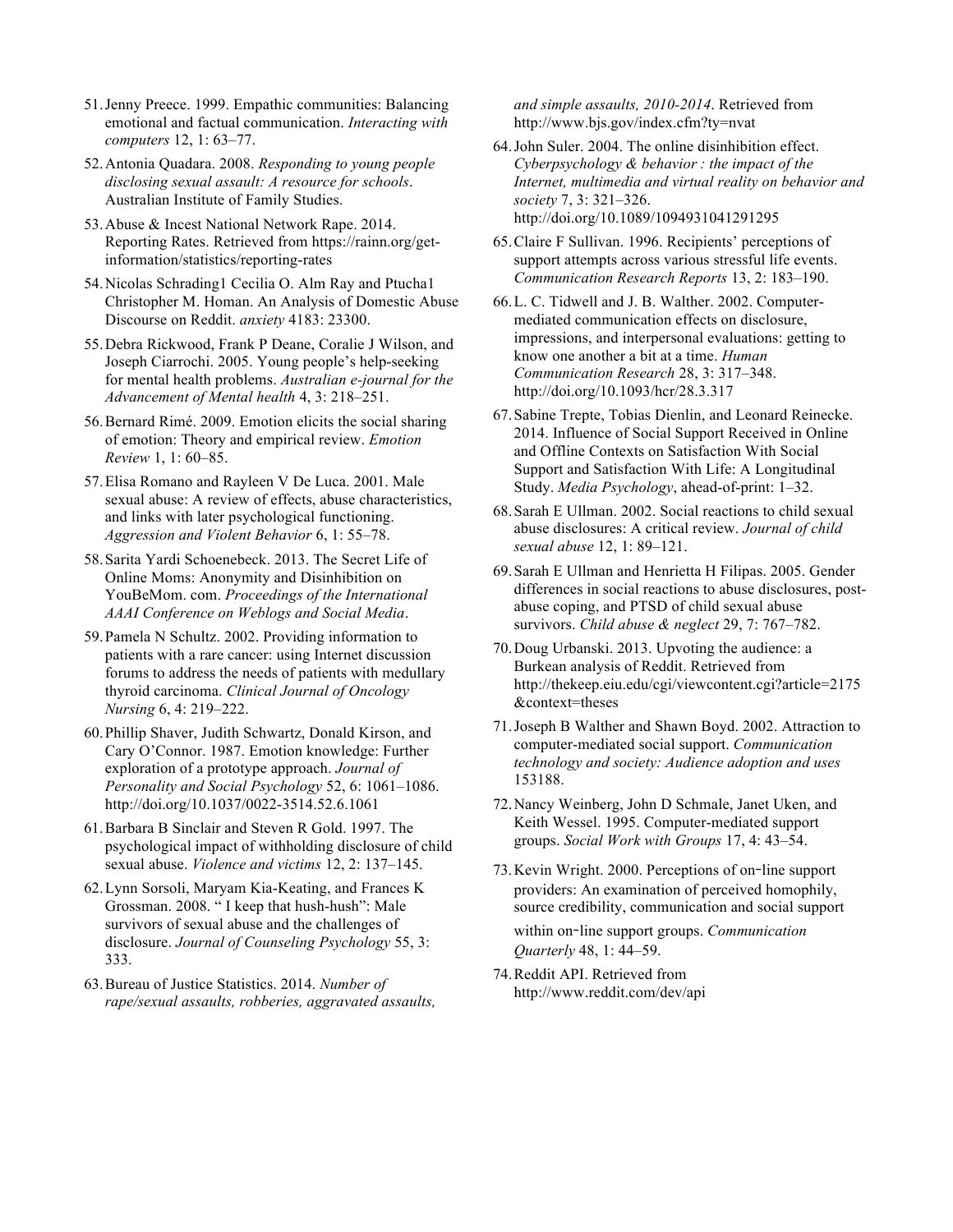51. Jenny Preece. 1999. Empathic communities: Balancing emotional and factual communication. *Interacting with computers* 12, 1: 63–77.

52. Antonia Quadara. 2008. *Responding to young people disclosing sexual assault: A resource for schools*. Australian Institute of Family Studies.

53. Abuse & Incest National Network Rape. 2014. Reporting Rates. Retrieved from https://rainn.org/get-information/statistics/reporting-rates

54. Nicolas Schrading1 Cecilia O. Alm Ray and Ptucha1 Christopher M. Homan. An Analysis of Domestic Abuse Discourse on Reddit. *anxiety* 4183: 23300.

55. Debra Rickwood, Frank P Deane, Coralie J Wilson, and Joseph Ciarrochi. 2005. Young people's help-seeking for mental health problems. *Australian e-journal for the Advancement of Mental health* 4, 3: 218–251.

56. Bernard Rimé. 2009. Emotion elicits the social sharing of emotion: Theory and empirical review. *Emotion Review* 1, 1: 60–85.

57. Elisa Romano and Rayleen V De Luca. 2001. Male sexual abuse: A review of effects, abuse characteristics, and links with later psychological functioning. *Aggression and Violent Behavior* 6, 1: 55–78.

58. Sarita Yardi Schoenebeck. 2013. The Secret Life of Online Moms: Anonymity and Disinhibition on YouBeMom. com. *Proceedings of the International AAAI Conference on Weblogs and Social Media*.

59. Pamela N Schultz. 2002. Providing information to patients with a rare cancer: using Internet discussion forums to address the needs of patients with medullary thyroid carcinoma. *Clinical Journal of Oncology Nursing* 6, 4: 219–222.

60. Phillip Shaver, Judith Schwartz, Donald Kirson, and Cary O'Connor. 1987. Emotion knowledge: Further exploration of a prototype approach. *Journal of Personality and Social Psychology* 52, 6: 1061–1086. http://doi.org/10.1037/0022-3514.52.6.1061

61. Barbara B Sinclair and Steven R Gold. 1997. The psychological impact of withholding disclosure of child sexual abuse. *Violence and victims* 12, 2: 137–145.

62. Lynn Sorsoli, Maryam Kia-Keating, and Frances K Grossman. 2008. " I keep that hush-hush": Male survivors of sexual abuse and the challenges of disclosure. *Journal of Counseling Psychology* 55, 3: 333.

63. Bureau of Justice Statistics. 2014. *Number of rape/sexual assaults, robberies, aggravated assaults, and simple assaults, 2010-2014*. Retrieved from http://www.bjs.gov/index.cfm?ty=nvat

64. John Suler. 2004. The online disinhibition effect. *Cyberpsychology & behavior : the impact of the Internet, multimedia and virtual reality on behavior and society* 7, 3: 321–326. http://doi.org/10.1089/1094931041291295

65. Claire F Sullivan. 1996. Recipients' perceptions of support attempts across various stressful life events. *Communication Research Reports* 13, 2: 183–190.

66. L. C. Tidwell and J. B. Walther. 2002. Computer-mediated communication effects on disclosure, impressions, and interpersonal evaluations: getting to know one another a bit at a time. *Human Communication Research* 28, 3: 317–348. http://doi.org/10.1093/hcr/28.3.317

67. Sabine Trepte, Tobias Dienlin, and Leonard Reinecke. 2014. Influence of Social Support Received in Online and Offline Contexts on Satisfaction With Social Support and Satisfaction With Life: A Longitudinal Study. *Media Psychology*, ahead-of-print: 1–32.

68. Sarah E Ullman. 2002. Social reactions to child sexual abuse disclosures: A critical review. *Journal of child sexual abuse* 12, 1: 89–121.

69. Sarah E Ullman and Henrietta H Filipas. 2005. Gender differences in social reactions to abuse disclosures, post-abuse coping, and PTSD of child sexual abuse survivors. *Child abuse & neglect* 29, 7: 767–782.

70. Doug Urbanski. 2013. Upvoting the audience: a Burkean analysis of Reddit. Retrieved from http://thekeep.eiu.edu/cgi/viewcontent.cgi?article=2175&context=theses

71. Joseph B Walther and Shawn Boyd. 2002. Attraction to computer-mediated social support. *Communication technology and society: Audience adoption and uses* 153188.

72. Nancy Weinberg, John D Schmale, Janet Uken, and Keith Wessel. 1995. Computer-mediated support groups. *Social Work with Groups* 17, 4: 43–54.

73. Kevin Wright. 2000. Perceptions of on-line support providers: An examination of perceived homophily, source credibility, communication and social support within on-line support groups. *Communication Quarterly* 48, 1: 44–59.

74. Reddit API. Retrieved from http://www.reddit.com/dev/api